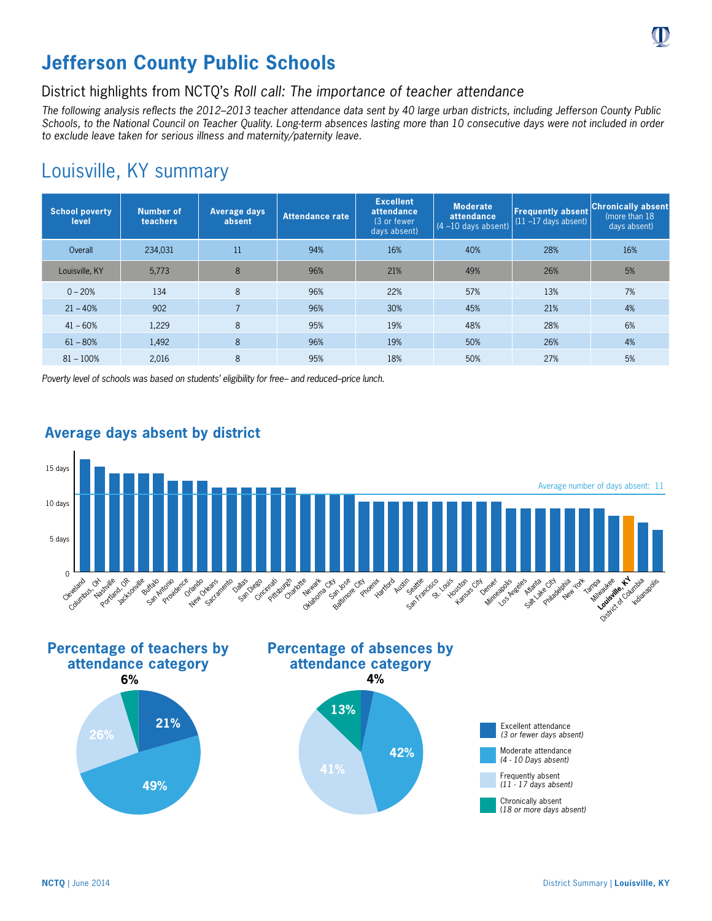# Jefferson County Public Schools

## District highlights from NCTQ's *Roll call: The importance of teacher attendance*

*The following analysis reflects the 2012–2013 teacher attendance data sent by 40 large urban districts, including Jefferson County Public Schools, to the National Council on Teacher Quality. Long-term absences lasting more than 10 consecutive days were not included in order to exclude leave taken for serious illness and maternity/paternity leave.*

## Louisville, KY summary

| School poverty level | Number of teachers | Average days absent | Attendance rate | Excellent attendance (3 or fewer days absent) | Moderate attendance (4 –10 days absent) | Frequently absent (11 –17 days absent) | Chronically absent (more than 18 days absent) |
|---|---|---|---|---|---|---|---|
| Overall | 234,031 | 11 | 94% | 16% | 40% | 28% | 16% |
| Louisville, KY | 5,773 | 8 | 96% | 21% | 49% | 26% | 5% |
| 0 – 20% | 134 | 8 | 96% | 22% | 57% | 13% | 7% |
| 21 – 40% | 902 | 7 | 96% | 30% | 45% | 21% | 4% |
| 41 – 60% | 1,229 | 8 | 95% | 19% | 48% | 28% | 6% |
| 61 – 80% | 1,492 | 8 | 96% | 19% | 50% | 26% | 4% |
| 81 – 100% | 2,016 | 8 | 95% | 18% | 50% | 27% | 5% |

*Poverty level of schools was based on students' eligibility for free– and reduced–price lunch.*

### Average days absent by district

15 days
10 days
5 days
0

Average number of days absent: 11

Cleveland, Columbus, OH, Nashville, Portland, OR, Jacksonville, Buffalo, San Antonio, Providence, Orlando, New Orleans, Sacramento, Dallas, San Diego, Cincinnati, Pittsburgh, Charlotte, Newark, Oklahoma City, San Jose, Baltimore City, Phoenix, Hartford, Austin, Seattle, San Francisco, St. Louis, Houston, Kansas City, Denver, Minneapolis, Los Angeles, Atlanta, Salt Lake City, Philadelphia, New York, Tampa, Milwaukee, **Louisville, KY**, District of Columbia, Indianapolis

### Percentage of teachers by attendance category

6%
21%
26%
49%

### Percentage of absences by attendance category

4%
13%
42%
41%

Excellent attendance
*(3 or fewer days absent)*

Moderate attendance
*(4 - 10 Days absent)*

Frequently absent
*(11 - 17 days absent)*

Chronically absent
*(18 or more days absent)*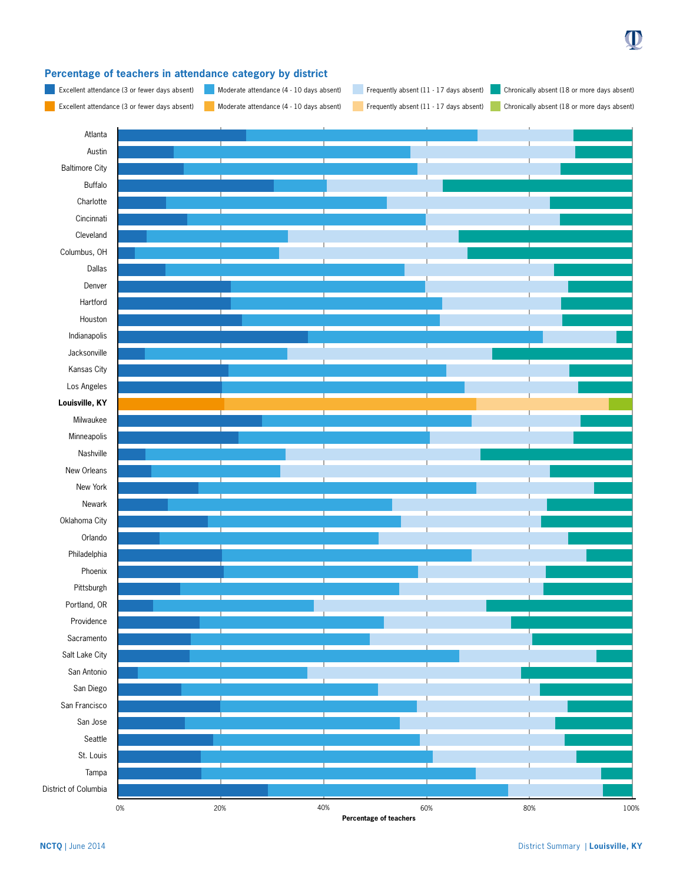## Percentage of teachers in attendance category by district

Excellent attendance (3 or fewer days absent)
Moderate attendance (4 - 10 days absent)
Frequently absent (11 - 17 days absent)
Chronically absent (18 or more days absent)
Excellent attendance (3 or fewer days absent)
Moderate attendance (4 - 10 days absent)
Frequently absent (11 - 17 days absent)
Chronically absent (18 or more days absent)

Atlanta
Austin
Baltimore City
Buffalo
Charlotte
Cincinnati
Cleveland
Columbus, OH
Dallas
Denver
Hartford
Houston
Indianapolis
Jacksonville
Kansas City
Los Angeles
**Louisville, KY**
Milwaukee
Minneapolis
Nashville
New Orleans
New York
Newark
Oklahoma City
Orlando
Philadelphia
Phoenix
Pittsburgh
Portland, OR
Providence
Sacramento
Salt Lake City
San Antonio
San Diego
San Francisco
San Jose
Seattle
St. Louis
Tampa
District of Columbia

0%
20%
40%
60%
80%
100%

Percentage of teachers

**NCTQ** | June 2014

District Summary | **Louisville, KY**